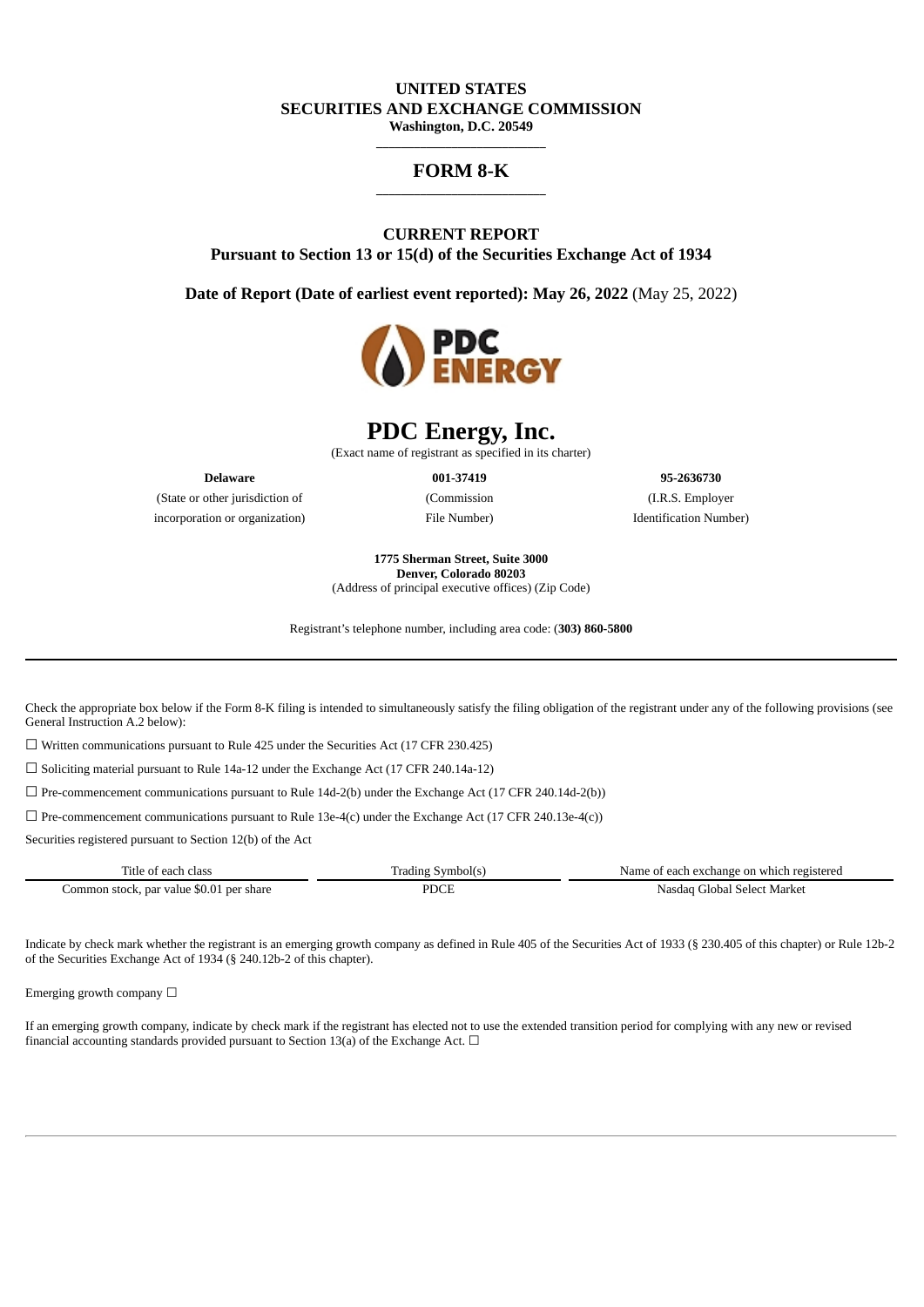**UNITED STATES**
**SECURITIES AND EXCHANGE COMMISSION**
**Washington, D.C. 20549**

# FORM 8-K

**CURRENT REPORT**
**Pursuant to Section 13 or 15(d) of the Securities Exchange Act of 1934**

**Date of Report (Date of earliest event reported): May 26, 2022** (May 25, 2022)

# PDC Energy, Inc.

(Exact name of registrant as specified in its charter)

| **Delaware** | **001-37419** | **95-2636730** |
|---|---|---|
| (State or other jurisdiction of incorporation or organization) | (Commission File Number) | (I.R.S. Employer Identification Number) |

**1775 Sherman Street, Suite 3000**
**Denver, Colorado 80203**
(Address of principal executive offices) (Zip Code)

Registrant's telephone number, including area code: (**303) 860-5800**

Check the appropriate box below if the Form 8-K filing is intended to simultaneously satisfy the filing obligation of the registrant under any of the following provisions (see General Instruction A.2 below):

☐ Written communications pursuant to Rule 425 under the Securities Act (17 CFR 230.425)

☐ Soliciting material pursuant to Rule 14a-12 under the Exchange Act (17 CFR 240.14a-12)

☐ Pre-commencement communications pursuant to Rule 14d-2(b) under the Exchange Act (17 CFR 240.14d-2(b))

☐ Pre-commencement communications pursuant to Rule 13e-4(c) under the Exchange Act (17 CFR 240.13e-4(c))

Securities registered pursuant to Section 12(b) of the Act

| Title of each class | Trading Symbol(s) | Name of each exchange on which registered |
|---|---|---|
| Common stock, par value $0.01 per share | PDCE | Nasdaq Global Select Market |

Indicate by check mark whether the registrant is an emerging growth company as defined in Rule 405 of the Securities Act of 1933 (§ 230.405 of this chapter) or Rule 12b-2 of the Securities Exchange Act of 1934 (§ 240.12b-2 of this chapter).

Emerging growth company ☐

If an emerging growth company, indicate by check mark if the registrant has elected not to use the extended transition period for complying with any new or revised financial accounting standards provided pursuant to Section 13(a) of the Exchange Act. ☐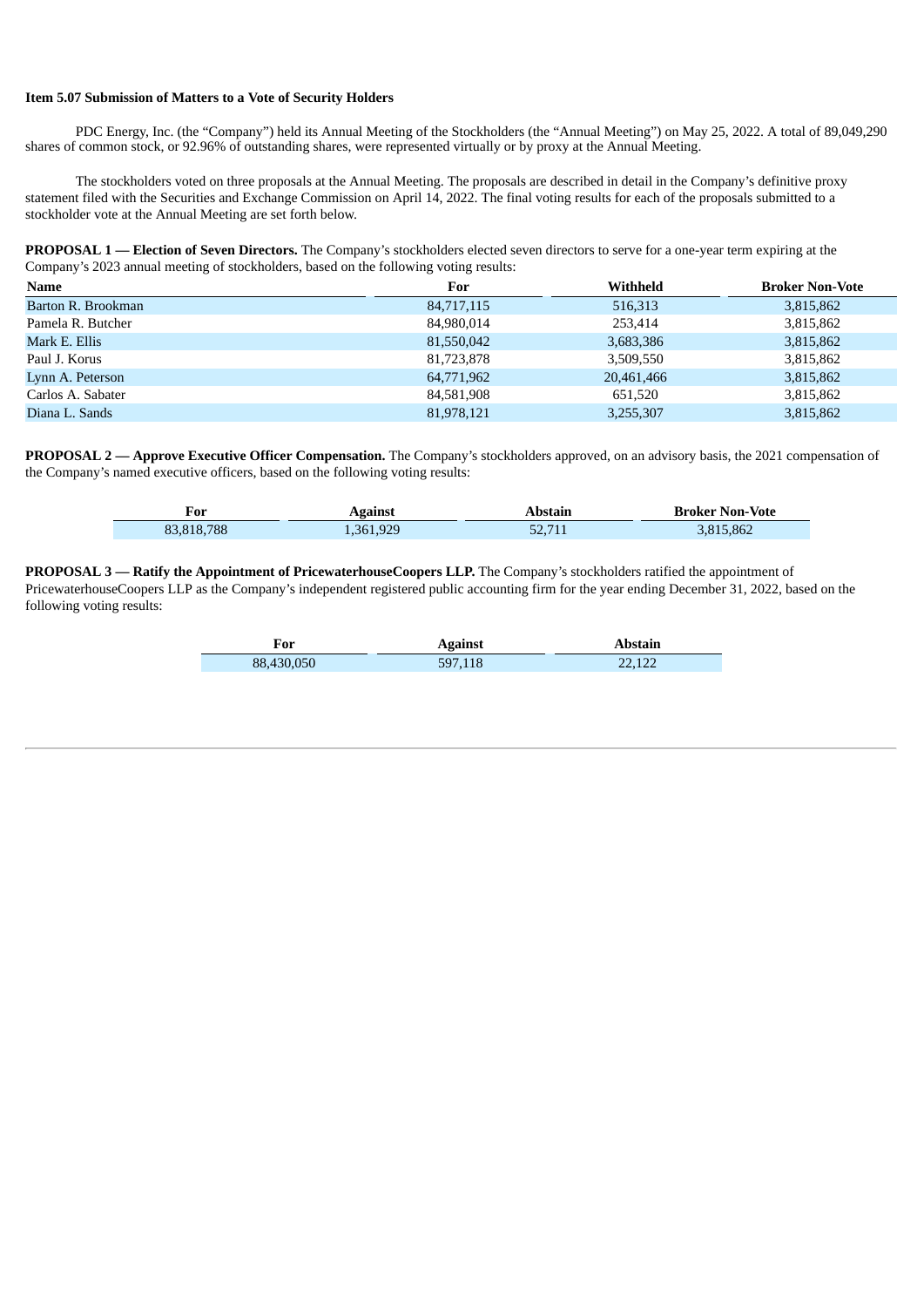### Item 5.07 Submission of Matters to a Vote of Security Holders

PDC Energy, Inc. (the “Company”) held its Annual Meeting of the Stockholders (the “Annual Meeting”) on May 25, 2022. A total of 89,049,290 shares of common stock, or 92.96% of outstanding shares, were represented virtually or by proxy at the Annual Meeting.

The stockholders voted on three proposals at the Annual Meeting. The proposals are described in detail in the Company’s definitive proxy statement filed with the Securities and Exchange Commission on April 14, 2022. The final voting results for each of the proposals submitted to a stockholder vote at the Annual Meeting are set forth below.

**PROPOSAL 1 — Election of Seven Directors.** The Company’s stockholders elected seven directors to serve for a one-year term expiring at the Company’s 2023 annual meeting of stockholders, based on the following voting results:

| Name | For | Withheld | Broker Non-Vote |
|---|---|---|---|
| Barton R. Brookman | 84,717,115 | 516,313 | 3,815,862 |
| Pamela R. Butcher | 84,980,014 | 253,414 | 3,815,862 |
| Mark E. Ellis | 81,550,042 | 3,683,386 | 3,815,862 |
| Paul J. Korus | 81,723,878 | 3,509,550 | 3,815,862 |
| Lynn A. Peterson | 64,771,962 | 20,461,466 | 3,815,862 |
| Carlos A. Sabater | 84,581,908 | 651,520 | 3,815,862 |
| Diana L. Sands | 81,978,121 | 3,255,307 | 3,815,862 |

**PROPOSAL 2 — Approve Executive Officer Compensation.** The Company’s stockholders approved, on an advisory basis, the 2021 compensation of the Company’s named executive officers, based on the following voting results:

| For | Against | Abstain | Broker Non-Vote |
|---|---|---|---|
| 83,818,788 | 1,361,929 | 52,711 | 3,815,862 |

**PROPOSAL 3 — Ratify the Appointment of PricewaterhouseCoopers LLP.** The Company’s stockholders ratified the appointment of PricewaterhouseCoopers LLP as the Company’s independent registered public accounting firm for the year ending December 31, 2022, based on the following voting results:

| For | Against | Abstain |
|---|---|---|
| 88,430,050 | 597,118 | 22,122 |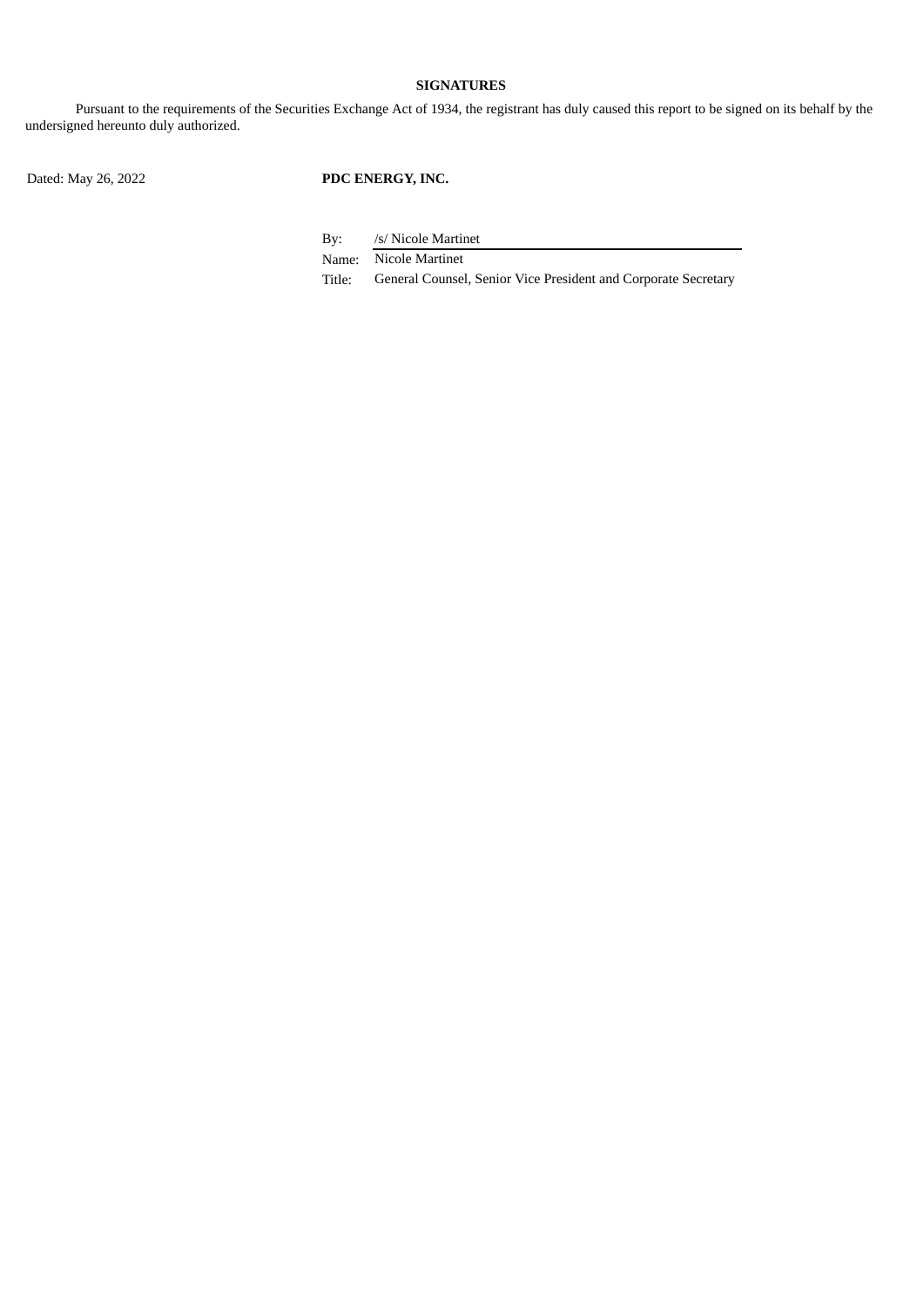## SIGNATURES

Pursuant to the requirements of the Securities Exchange Act of 1934, the registrant has duly caused this report to be signed on its behalf by the undersigned hereunto duly authorized.

Dated: May 26, 2022

**PDC ENERGY, INC.**

| | |
|---|---|
| By: | /s/ Nicole Martinet |
| Name: | Nicole Martinet |
| Title: | General Counsel, Senior Vice President and Corporate Secretary |